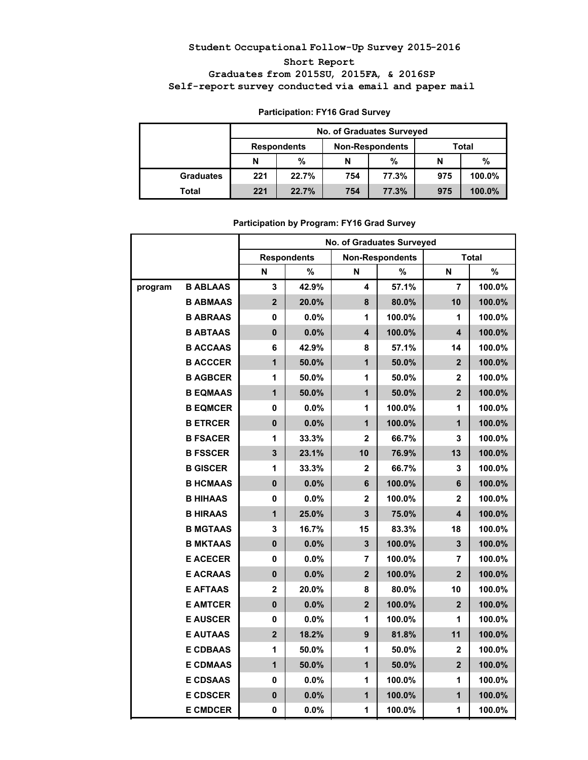# Student Occupational Follow-Up Survey 2015-2016

## Short Report

### Graduates from 2015SU, 2015FA, & 2016SP

### Self-report survey conducted via email and paper mail

**Participation: FY16 Grad Survey**

| | No. of Graduates Surveyed | | | | | |
|---|---|---|---|---|---|---|
| | Respondents | | Non-Respondents | | Total | |
| | N | % | N | % | N | % |
| Graduates | 221 | 22.7% | 754 | 77.3% | 975 | 100.0% |
| Total | 221 | 22.7% | 754 | 77.3% | 975 | 100.0% |

**Participation by Program: FY16 Grad Survey**

| | | No. of Graduates Surveyed | | | | | |
|---|---|---|---|---|---|---|---|
| | | Respondents | | Non-Respondents | | Total | |
| | | N | % | N | % | N | % |
| program | B ABLAAS | 3 | 42.9% | 4 | 57.1% | 7 | 100.0% |
| | B ABMAAS | 2 | 20.0% | 8 | 80.0% | 10 | 100.0% |
| | B ABRAAS | 0 | 0.0% | 1 | 100.0% | 1 | 100.0% |
| | B ABTAAS | 0 | 0.0% | 4 | 100.0% | 4 | 100.0% |
| | B ACCAAS | 6 | 42.9% | 8 | 57.1% | 14 | 100.0% |
| | B ACCCER | 1 | 50.0% | 1 | 50.0% | 2 | 100.0% |
| | B AGBCER | 1 | 50.0% | 1 | 50.0% | 2 | 100.0% |
| | B EQMAAS | 1 | 50.0% | 1 | 50.0% | 2 | 100.0% |
| | B EQMCER | 0 | 0.0% | 1 | 100.0% | 1 | 100.0% |
| | B ETRCER | 0 | 0.0% | 1 | 100.0% | 1 | 100.0% |
| | B FSACER | 1 | 33.3% | 2 | 66.7% | 3 | 100.0% |
| | B FSSCER | 3 | 23.1% | 10 | 76.9% | 13 | 100.0% |
| | B GISCER | 1 | 33.3% | 2 | 66.7% | 3 | 100.0% |
| | B HCMAAS | 0 | 0.0% | 6 | 100.0% | 6 | 100.0% |
| | B HIHAAS | 0 | 0.0% | 2 | 100.0% | 2 | 100.0% |
| | B HIRAAS | 1 | 25.0% | 3 | 75.0% | 4 | 100.0% |
| | B MGTAAS | 3 | 16.7% | 15 | 83.3% | 18 | 100.0% |
| | B MKTAAS | 0 | 0.0% | 3 | 100.0% | 3 | 100.0% |
| | E ACECER | 0 | 0.0% | 7 | 100.0% | 7 | 100.0% |
| | E ACRAAS | 0 | 0.0% | 2 | 100.0% | 2 | 100.0% |
| | E AFTAAS | 2 | 20.0% | 8 | 80.0% | 10 | 100.0% |
| | E AMTCER | 0 | 0.0% | 2 | 100.0% | 2 | 100.0% |
| | E AUSCER | 0 | 0.0% | 1 | 100.0% | 1 | 100.0% |
| | E AUTAAS | 2 | 18.2% | 9 | 81.8% | 11 | 100.0% |
| | E CDBAAS | 1 | 50.0% | 1 | 50.0% | 2 | 100.0% |
| | E CDMAAS | 1 | 50.0% | 1 | 50.0% | 2 | 100.0% |
| | E CDSAAS | 0 | 0.0% | 1 | 100.0% | 1 | 100.0% |
| | E CDSCER | 0 | 0.0% | 1 | 100.0% | 1 | 100.0% |
| | E CMDCER | 0 | 0.0% | 1 | 100.0% | 1 | 100.0% |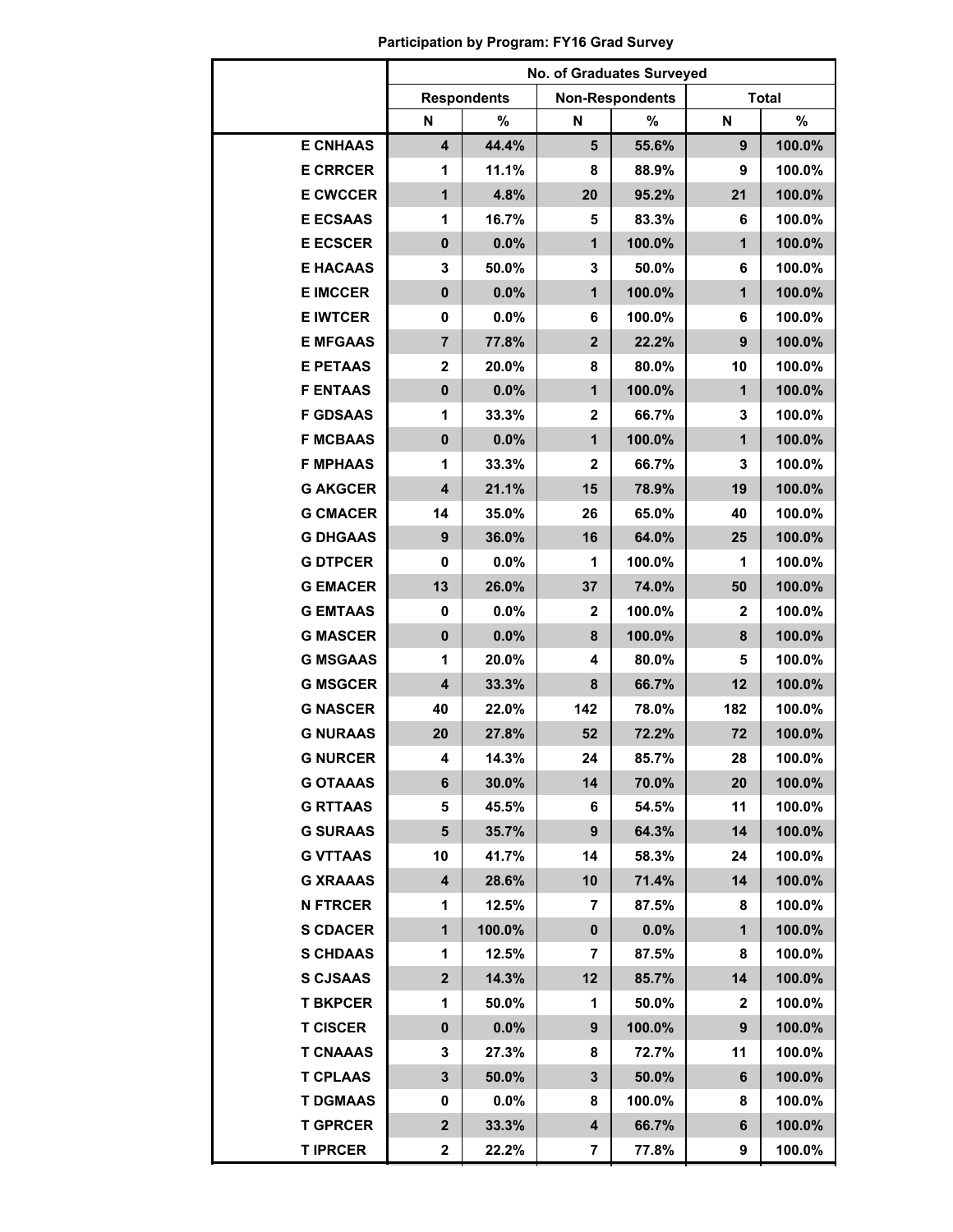**Participation by Program: FY16 Grad Survey**

| | No. of Graduates Surveyed | | | | | |
|---|---|---|---|---|---|---|
| | Respondents | | Non-Respondents | | Total | |
| | N | % | N | % | N | % |
| E CNHAAS | 4 | 44.4% | 5 | 55.6% | 9 | 100.0% |
| E CRRCER | 1 | 11.1% | 8 | 88.9% | 9 | 100.0% |
| E CWCCER | 1 | 4.8% | 20 | 95.2% | 21 | 100.0% |
| E ECSAAS | 1 | 16.7% | 5 | 83.3% | 6 | 100.0% |
| E ECSCER | 0 | 0.0% | 1 | 100.0% | 1 | 100.0% |
| E HACAAS | 3 | 50.0% | 3 | 50.0% | 6 | 100.0% |
| E IMCCER | 0 | 0.0% | 1 | 100.0% | 1 | 100.0% |
| E IWTCER | 0 | 0.0% | 6 | 100.0% | 6 | 100.0% |
| E MFGAAS | 7 | 77.8% | 2 | 22.2% | 9 | 100.0% |
| E PETAAS | 2 | 20.0% | 8 | 80.0% | 10 | 100.0% |
| F ENTAAS | 0 | 0.0% | 1 | 100.0% | 1 | 100.0% |
| F GDSAAS | 1 | 33.3% | 2 | 66.7% | 3 | 100.0% |
| F MCBAAS | 0 | 0.0% | 1 | 100.0% | 1 | 100.0% |
| F MPHAAS | 1 | 33.3% | 2 | 66.7% | 3 | 100.0% |
| G AKGCER | 4 | 21.1% | 15 | 78.9% | 19 | 100.0% |
| G CMACER | 14 | 35.0% | 26 | 65.0% | 40 | 100.0% |
| G DHGAAS | 9 | 36.0% | 16 | 64.0% | 25 | 100.0% |
| G DTPCER | 0 | 0.0% | 1 | 100.0% | 1 | 100.0% |
| G EMACER | 13 | 26.0% | 37 | 74.0% | 50 | 100.0% |
| G EMTAAS | 0 | 0.0% | 2 | 100.0% | 2 | 100.0% |
| G MASCER | 0 | 0.0% | 8 | 100.0% | 8 | 100.0% |
| G MSGAAS | 1 | 20.0% | 4 | 80.0% | 5 | 100.0% |
| G MSGCER | 4 | 33.3% | 8 | 66.7% | 12 | 100.0% |
| G NASCER | 40 | 22.0% | 142 | 78.0% | 182 | 100.0% |
| G NURAAS | 20 | 27.8% | 52 | 72.2% | 72 | 100.0% |
| G NURCER | 4 | 14.3% | 24 | 85.7% | 28 | 100.0% |
| G OTAAAS | 6 | 30.0% | 14 | 70.0% | 20 | 100.0% |
| G RTTAAS | 5 | 45.5% | 6 | 54.5% | 11 | 100.0% |
| G SURAAS | 5 | 35.7% | 9 | 64.3% | 14 | 100.0% |
| G VTTAAS | 10 | 41.7% | 14 | 58.3% | 24 | 100.0% |
| G XRAAAS | 4 | 28.6% | 10 | 71.4% | 14 | 100.0% |
| N FTRCER | 1 | 12.5% | 7 | 87.5% | 8 | 100.0% |
| S CDACER | 1 | 100.0% | 0 | 0.0% | 1 | 100.0% |
| S CHDAAS | 1 | 12.5% | 7 | 87.5% | 8 | 100.0% |
| S CJSAAS | 2 | 14.3% | 12 | 85.7% | 14 | 100.0% |
| T BKPCER | 1 | 50.0% | 1 | 50.0% | 2 | 100.0% |
| T CISCER | 0 | 0.0% | 9 | 100.0% | 9 | 100.0% |
| T CNAAAS | 3 | 27.3% | 8 | 72.7% | 11 | 100.0% |
| T CPLAAS | 3 | 50.0% | 3 | 50.0% | 6 | 100.0% |
| T DGMAAS | 0 | 0.0% | 8 | 100.0% | 8 | 100.0% |
| T GPRCER | 2 | 33.3% | 4 | 66.7% | 6 | 100.0% |
| T IPRCER | 2 | 22.2% | 7 | 77.8% | 9 | 100.0% |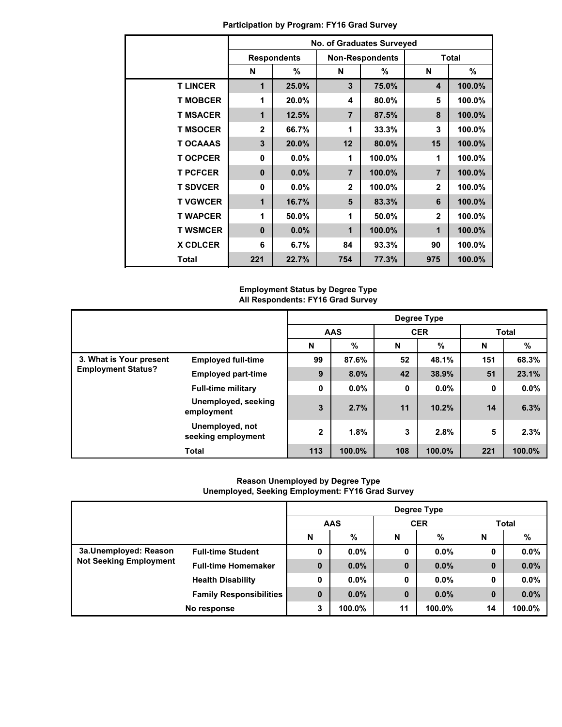**Participation by Program: FY16 Grad Survey**

| | No. of Graduates Surveyed | | | | | |
|---|---|---|---|---|---|---|
| | Respondents | | Non-Respondents | | Total | |
| | N | % | N | % | N | % |
| T LINCER | 1 | 25.0% | 3 | 75.0% | 4 | 100.0% |
| T MOBCER | 1 | 20.0% | 4 | 80.0% | 5 | 100.0% |
| T MSACER | 1 | 12.5% | 7 | 87.5% | 8 | 100.0% |
| T MSOCER | 2 | 66.7% | 1 | 33.3% | 3 | 100.0% |
| T OCAAAS | 3 | 20.0% | 12 | 80.0% | 15 | 100.0% |
| T OCPCER | 0 | 0.0% | 1 | 100.0% | 1 | 100.0% |
| T PCFCER | 0 | 0.0% | 7 | 100.0% | 7 | 100.0% |
| T SDVCER | 0 | 0.0% | 2 | 100.0% | 2 | 100.0% |
| T VGWCER | 1 | 16.7% | 5 | 83.3% | 6 | 100.0% |
| T WAPCER | 1 | 50.0% | 1 | 50.0% | 2 | 100.0% |
| T WSMCER | 0 | 0.0% | 1 | 100.0% | 1 | 100.0% |
| X CDLCER | 6 | 6.7% | 84 | 93.3% | 90 | 100.0% |
| Total | 221 | 22.7% | 754 | 77.3% | 975 | 100.0% |

**Employment Status by Degree Type**
**All Respondents: FY16 Grad Survey**

| | | Degree Type | | | | | |
|---|---|---|---|---|---|---|---|
| | | AAS | | CER | | Total | |
| | | N | % | N | % | N | % |
| 3. What is Your present Employment Status? | Employed full-time | 99 | 87.6% | 52 | 48.1% | 151 | 68.3% |
| | Employed part-time | 9 | 8.0% | 42 | 38.9% | 51 | 23.1% |
| | Full-time military | 0 | 0.0% | 0 | 0.0% | 0 | 0.0% |
| | Unemployed, seeking employment | 3 | 2.7% | 11 | 10.2% | 14 | 6.3% |
| | Unemployed, not seeking employment | 2 | 1.8% | 3 | 2.8% | 5 | 2.3% |
| | Total | 113 | 100.0% | 108 | 100.0% | 221 | 100.0% |

**Reason Unemployed by Degree Type**
**Unemployed, Seeking Employment: FY16 Grad Survey**

| | | Degree Type | | | | | |
|---|---|---|---|---|---|---|---|
| | | AAS | | CER | | Total | |
| | | N | % | N | % | N | % |
| 3a.Unemployed: Reason Not Seeking Employment | Full-time Student | 0 | 0.0% | 0 | 0.0% | 0 | 0.0% |
| | Full-time Homemaker | 0 | 0.0% | 0 | 0.0% | 0 | 0.0% |
| | Health Disability | 0 | 0.0% | 0 | 0.0% | 0 | 0.0% |
| | Family Responsibilities | 0 | 0.0% | 0 | 0.0% | 0 | 0.0% |
| | No response | 3 | 100.0% | 11 | 100.0% | 14 | 100.0% |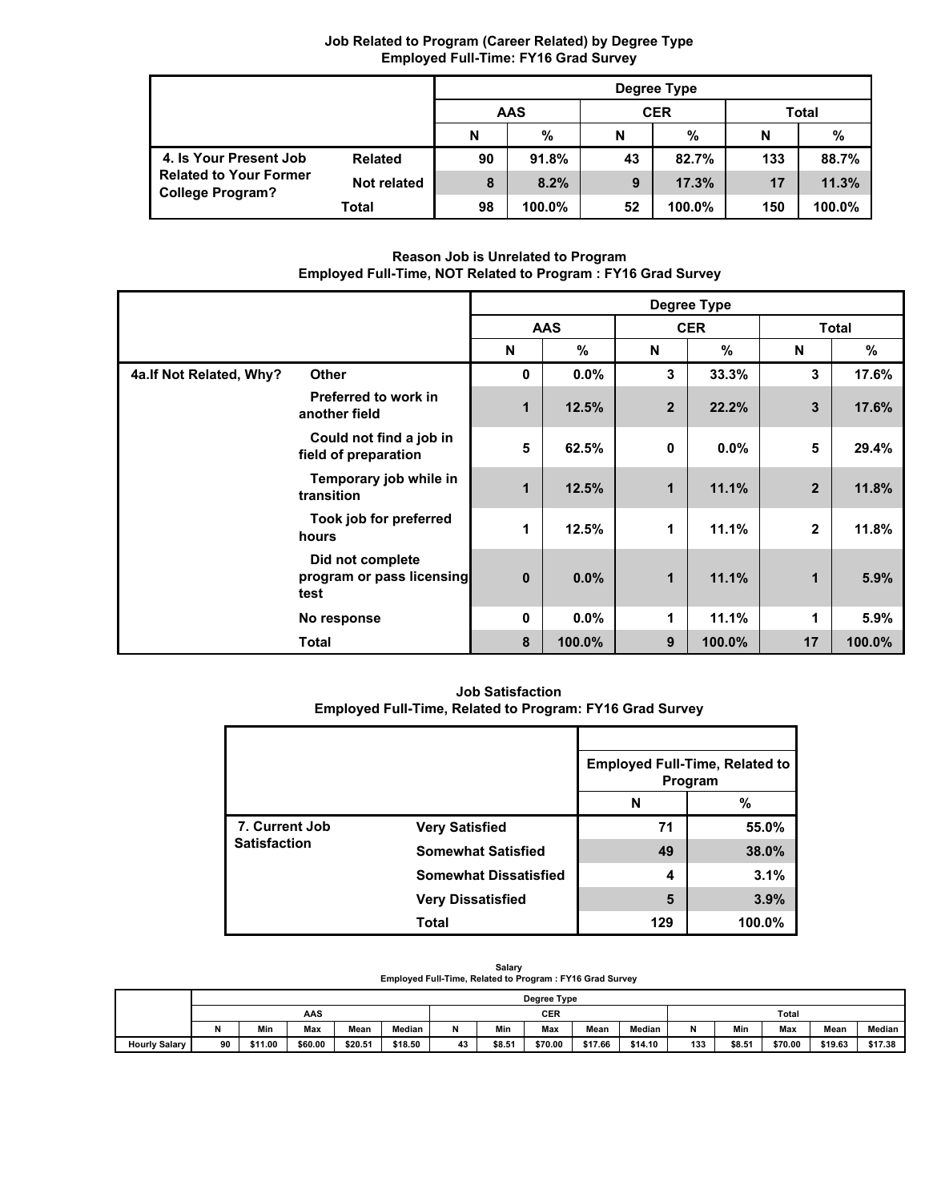### Job Related to Program (Career Related) by Degree Type
### Employed Full-Time: FY16 Grad Survey

| | | Degree Type | | | | | |
|---|---|---|---|---|---|---|---|
| | | AAS | | CER | | Total | |
| | | N | % | N | % | N | % |
| 4. Is Your Present Job Related to Your Former College Program? | Related | 90 | 91.8% | 43 | 82.7% | 133 | 88.7% |
| | Not related | 8 | 8.2% | 9 | 17.3% | 17 | 11.3% |
| | Total | 98 | 100.0% | 52 | 100.0% | 150 | 100.0% |

### Reason Job is Unrelated to Program
### Employed Full-Time, NOT Related to Program : FY16 Grad Survey

| | | Degree Type | | | | | |
|---|---|---|---|---|---|---|---|
| | | AAS | | CER | | Total | |
| | | N | % | N | % | N | % |
| 4a.If Not Related, Why? | Other | 0 | 0.0% | 3 | 33.3% | 3 | 17.6% |
| | Preferred to work in another field | 1 | 12.5% | 2 | 22.2% | 3 | 17.6% |
| | Could not find a job in field of preparation | 5 | 62.5% | 0 | 0.0% | 5 | 29.4% |
| | Temporary job while in transition | 1 | 12.5% | 1 | 11.1% | 2 | 11.8% |
| | Took job for preferred hours | 1 | 12.5% | 1 | 11.1% | 2 | 11.8% |
| | Did not complete program or pass licensing test | 0 | 0.0% | 1 | 11.1% | 1 | 5.9% |
| | No response | 0 | 0.0% | 1 | 11.1% | 1 | 5.9% |
| | Total | 8 | 100.0% | 9 | 100.0% | 17 | 100.0% |

### Job Satisfaction
### Employed Full-Time, Related to Program: FY16 Grad Survey

| | | Employed Full-Time, Related to Program | |
|---|---|---|---|
| | | N | % |
| 7. Current Job Satisfaction | Very Satisfied | 71 | 55.0% |
| | Somewhat Satisfied | 49 | 38.0% |
| | Somewhat Dissatisfied | 4 | 3.1% |
| | Very Dissatisfied | 5 | 3.9% |
| | Total | 129 | 100.0% |

### Salary
### Employed Full-Time, Related to Program : FY16 Grad Survey

| | Degree Type | | | | | | | | | | | | | | |
|---|---|---|---|---|---|---|---|---|---|---|---|---|---|---|---|
| | AAS | | | | | CER | | | | | Total | | | | |
| | N | Min | Max | Mean | Median | N | Min | Max | Mean | Median | N | Min | Max | Mean | Median |
| Hourly Salary | 90 | $11.00 | $60.00 | $20.51 | $18.50 | 43 | $8.51 | $70.00 | $17.66 | $14.10 | 133 | $8.51 | $70.00 | $19.63 | $17.38 |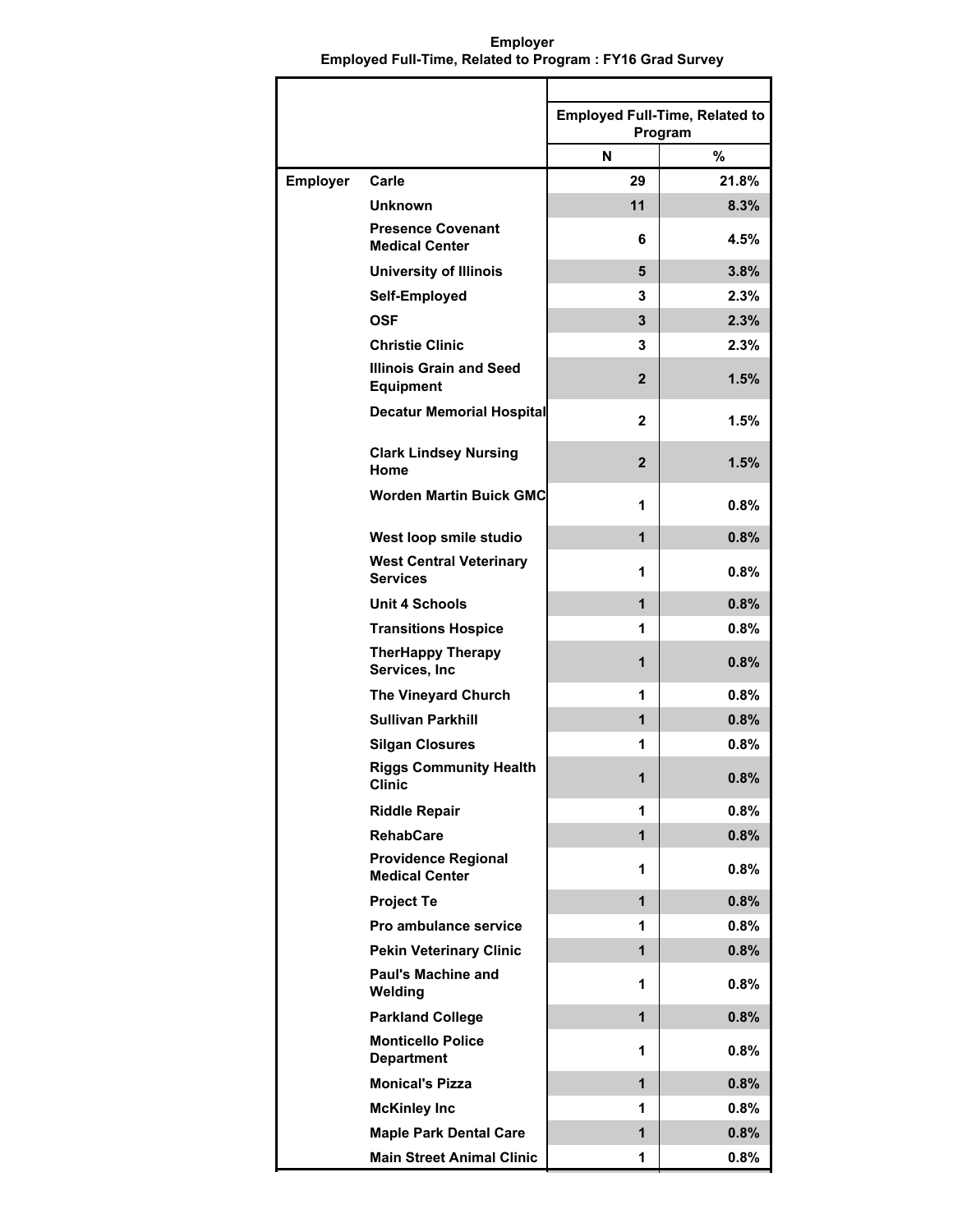**Employer**
**Employed Full-Time, Related to Program : FY16 Grad Survey**

| | | Employed Full-Time, Related to Program | |
|---|---|---|---|
| | | N | % |
| Employer | Carle | 29 | 21.8% |
| | Unknown | 11 | 8.3% |
| | Presence Covenant Medical Center | 6 | 4.5% |
| | University of Illinois | 5 | 3.8% |
| | Self-Employed | 3 | 2.3% |
| | OSF | 3 | 2.3% |
| | Christie Clinic | 3 | 2.3% |
| | Illinois Grain and Seed Equipment | 2 | 1.5% |
| | Decatur Memorial Hospital | 2 | 1.5% |
| | Clark Lindsey Nursing Home | 2 | 1.5% |
| | Worden Martin Buick GMC | 1 | 0.8% |
| | West loop smile studio | 1 | 0.8% |
| | West Central Veterinary Services | 1 | 0.8% |
| | Unit 4 Schools | 1 | 0.8% |
| | Transitions Hospice | 1 | 0.8% |
| | TherHappy Therapy Services, Inc | 1 | 0.8% |
| | The Vineyard Church | 1 | 0.8% |
| | Sullivan Parkhill | 1 | 0.8% |
| | Silgan Closures | 1 | 0.8% |
| | Riggs Community Health Clinic | 1 | 0.8% |
| | Riddle Repair | 1 | 0.8% |
| | RehabCare | 1 | 0.8% |
| | Providence Regional Medical Center | 1 | 0.8% |
| | Project Te | 1 | 0.8% |
| | Pro ambulance service | 1 | 0.8% |
| | Pekin Veterinary Clinic | 1 | 0.8% |
| | Paul's Machine and Welding | 1 | 0.8% |
| | Parkland College | 1 | 0.8% |
| | Monticello Police Department | 1 | 0.8% |
| | Monical's Pizza | 1 | 0.8% |
| | McKinley Inc | 1 | 0.8% |
| | Maple Park Dental Care | 1 | 0.8% |
| | Main Street Animal Clinic | 1 | 0.8% |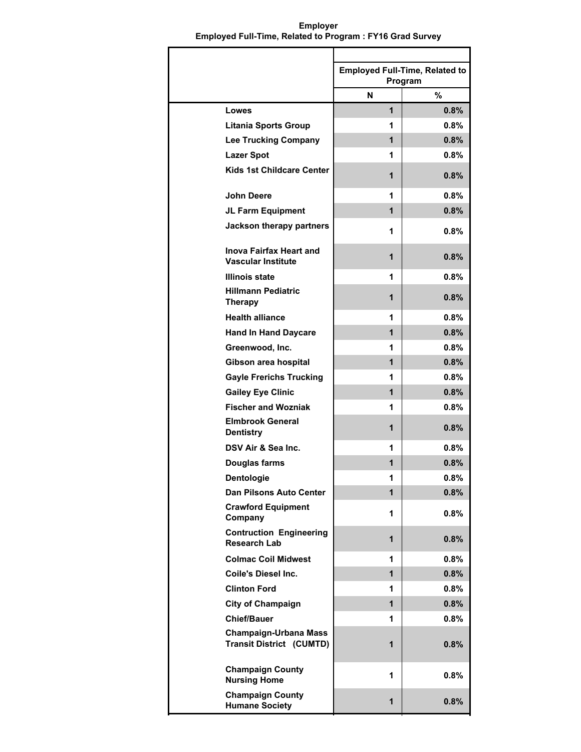**Employer**
**Employed Full-Time, Related to Program : FY16 Grad Survey**

| | Employed Full-Time, Related to Program | |
|---|---|---|
| | N | % |
| Lowes | 1 | 0.8% |
| Litania Sports Group | 1 | 0.8% |
| Lee Trucking Company | 1 | 0.8% |
| Lazer Spot | 1 | 0.8% |
| Kids 1st Childcare Center | 1 | 0.8% |
| John Deere | 1 | 0.8% |
| JL Farm Equipment | 1 | 0.8% |
| Jackson therapy partners | 1 | 0.8% |
| Inova Fairfax Heart and Vascular Institute | 1 | 0.8% |
| Illinois state | 1 | 0.8% |
| Hillmann Pediatric Therapy | 1 | 0.8% |
| Health alliance | 1 | 0.8% |
| Hand In Hand Daycare | 1 | 0.8% |
| Greenwood, Inc. | 1 | 0.8% |
| Gibson area hospital | 1 | 0.8% |
| Gayle Frerichs Trucking | 1 | 0.8% |
| Gailey Eye Clinic | 1 | 0.8% |
| Fischer and Wozniak | 1 | 0.8% |
| Elmbrook General Dentistry | 1 | 0.8% |
| DSV Air & Sea Inc. | 1 | 0.8% |
| Douglas farms | 1 | 0.8% |
| Dentologie | 1 | 0.8% |
| Dan Pilsons Auto Center | 1 | 0.8% |
| Crawford Equipment Company | 1 | 0.8% |
| Contruction Engineering Research Lab | 1 | 0.8% |
| Colmac Coil Midwest | 1 | 0.8% |
| Coile's Diesel Inc. | 1 | 0.8% |
| Clinton Ford | 1 | 0.8% |
| City of Champaign | 1 | 0.8% |
| Chief/Bauer | 1 | 0.8% |
| Champaign-Urbana Mass Transit District (CUMTD) | 1 | 0.8% |
| Champaign County Nursing Home | 1 | 0.8% |
| Champaign County Humane Society | 1 | 0.8% |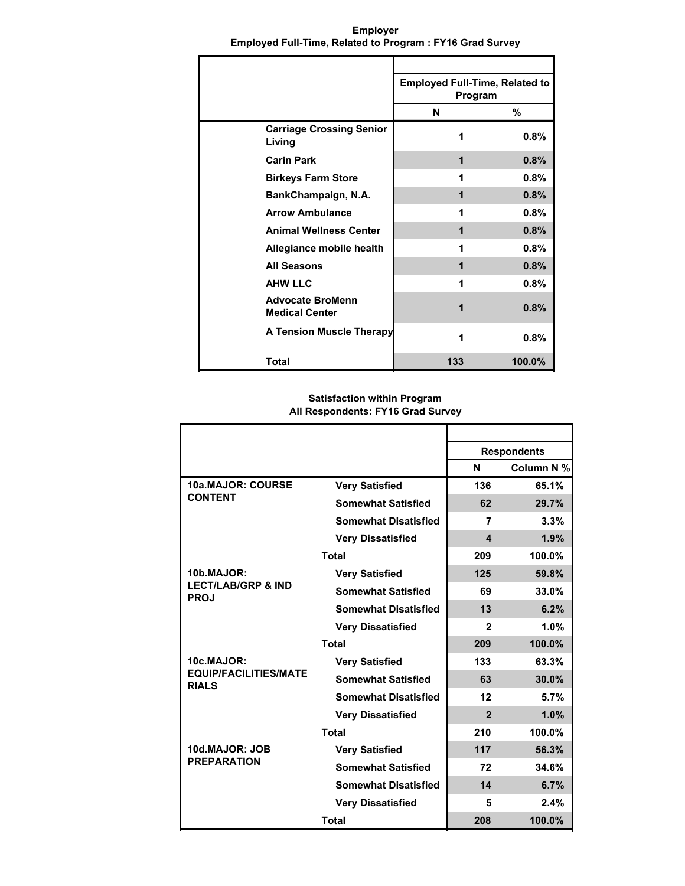**Employer**
**Employed Full-Time, Related to Program : FY16 Grad Survey**

| | Employed Full-Time, Related to Program | |
|---|---|---|
| | N | % |
| Carriage Crossing Senior Living | 1 | 0.8% |
| Carin Park | 1 | 0.8% |
| Birkeys Farm Store | 1 | 0.8% |
| BankChampaign, N.A. | 1 | 0.8% |
| Arrow Ambulance | 1 | 0.8% |
| Animal Wellness Center | 1 | 0.8% |
| Allegiance mobile health | 1 | 0.8% |
| All Seasons | 1 | 0.8% |
| AHW LLC | 1 | 0.8% |
| Advocate BroMenn Medical Center | 1 | 0.8% |
| A Tension Muscle Therapy | 1 | 0.8% |
| Total | 133 | 100.0% |

**Satisfaction within Program**
**All Respondents: FY16 Grad Survey**

| | | Respondents | |
|---|---|---|---|
| | | N | Column N % |
| 10a.MAJOR: COURSE CONTENT | Very Satisfied | 136 | 65.1% |
| | Somewhat Satisfied | 62 | 29.7% |
| | Somewhat Disatisfied | 7 | 3.3% |
| | Very Dissatisfied | 4 | 1.9% |
| | Total | 209 | 100.0% |
| 10b.MAJOR: LECT/LAB/GRP & IND PROJ | Very Satisfied | 125 | 59.8% |
| | Somewhat Satisfied | 69 | 33.0% |
| | Somewhat Disatisfied | 13 | 6.2% |
| | Very Dissatisfied | 2 | 1.0% |
| | Total | 209 | 100.0% |
| 10c.MAJOR: EQUIP/FACILITIES/MATERIALS | Very Satisfied | 133 | 63.3% |
| | Somewhat Satisfied | 63 | 30.0% |
| | Somewhat Disatisfied | 12 | 5.7% |
| | Very Dissatisfied | 2 | 1.0% |
| | Total | 210 | 100.0% |
| 10d.MAJOR: JOB PREPARATION | Very Satisfied | 117 | 56.3% |
| | Somewhat Satisfied | 72 | 34.6% |
| | Somewhat Disatisfied | 14 | 6.7% |
| | Very Dissatisfied | 5 | 2.4% |
| | Total | 208 | 100.0% |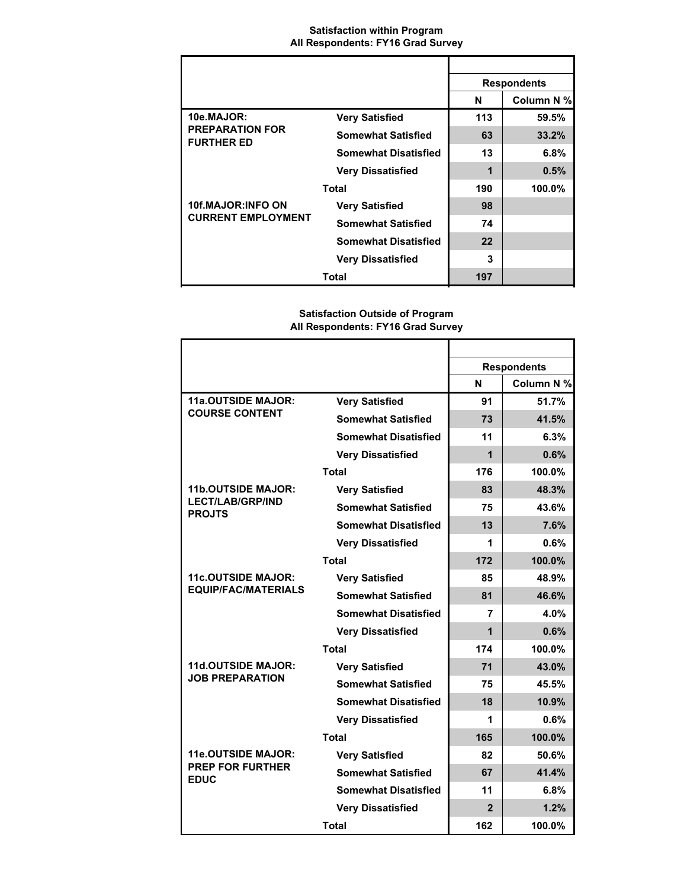**Satisfaction within Program**
**All Respondents: FY16 Grad Survey**

| | | Respondents | |
|---|---|---|---|
| | | N | Column N % |
| 10e.MAJOR: PREPARATION FOR FURTHER ED | Very Satisfied | 113 | 59.5% |
| | Somewhat Satisfied | 63 | 33.2% |
| | Somewhat Disatisfied | 13 | 6.8% |
| | Very Dissatisfied | 1 | 0.5% |
| | Total | 190 | 100.0% |
| 10f.MAJOR:INFO ON CURRENT EMPLOYMENT | Very Satisfied | 98 | |
| | Somewhat Satisfied | 74 | |
| | Somewhat Disatisfied | 22 | |
| | Very Dissatisfied | 3 | |
| | Total | 197 | |

**Satisfaction Outside of Program**
**All Respondents: FY16 Grad Survey**

| | | Respondents | |
|---|---|---|---|
| | | N | Column N % |
| 11a.OUTSIDE MAJOR: COURSE CONTENT | Very Satisfied | 91 | 51.7% |
| | Somewhat Satisfied | 73 | 41.5% |
| | Somewhat Disatisfied | 11 | 6.3% |
| | Very Dissatisfied | 1 | 0.6% |
| | Total | 176 | 100.0% |
| 11b.OUTSIDE MAJOR: LECT/LAB/GRP/IND PROJTS | Very Satisfied | 83 | 48.3% |
| | Somewhat Satisfied | 75 | 43.6% |
| | Somewhat Disatisfied | 13 | 7.6% |
| | Very Dissatisfied | 1 | 0.6% |
| | Total | 172 | 100.0% |
| 11c.OUTSIDE MAJOR: EQUIP/FAC/MATERIALS | Very Satisfied | 85 | 48.9% |
| | Somewhat Satisfied | 81 | 46.6% |
| | Somewhat Disatisfied | 7 | 4.0% |
| | Very Dissatisfied | 1 | 0.6% |
| | Total | 174 | 100.0% |
| 11d.OUTSIDE MAJOR: JOB PREPARATION | Very Satisfied | 71 | 43.0% |
| | Somewhat Satisfied | 75 | 45.5% |
| | Somewhat Disatisfied | 18 | 10.9% |
| | Very Dissatisfied | 1 | 0.6% |
| | Total | 165 | 100.0% |
| 11e.OUTSIDE MAJOR: PREP FOR FURTHER EDUC | Very Satisfied | 82 | 50.6% |
| | Somewhat Satisfied | 67 | 41.4% |
| | Somewhat Disatisfied | 11 | 6.8% |
| | Very Dissatisfied | 2 | 1.2% |
| | Total | 162 | 100.0% |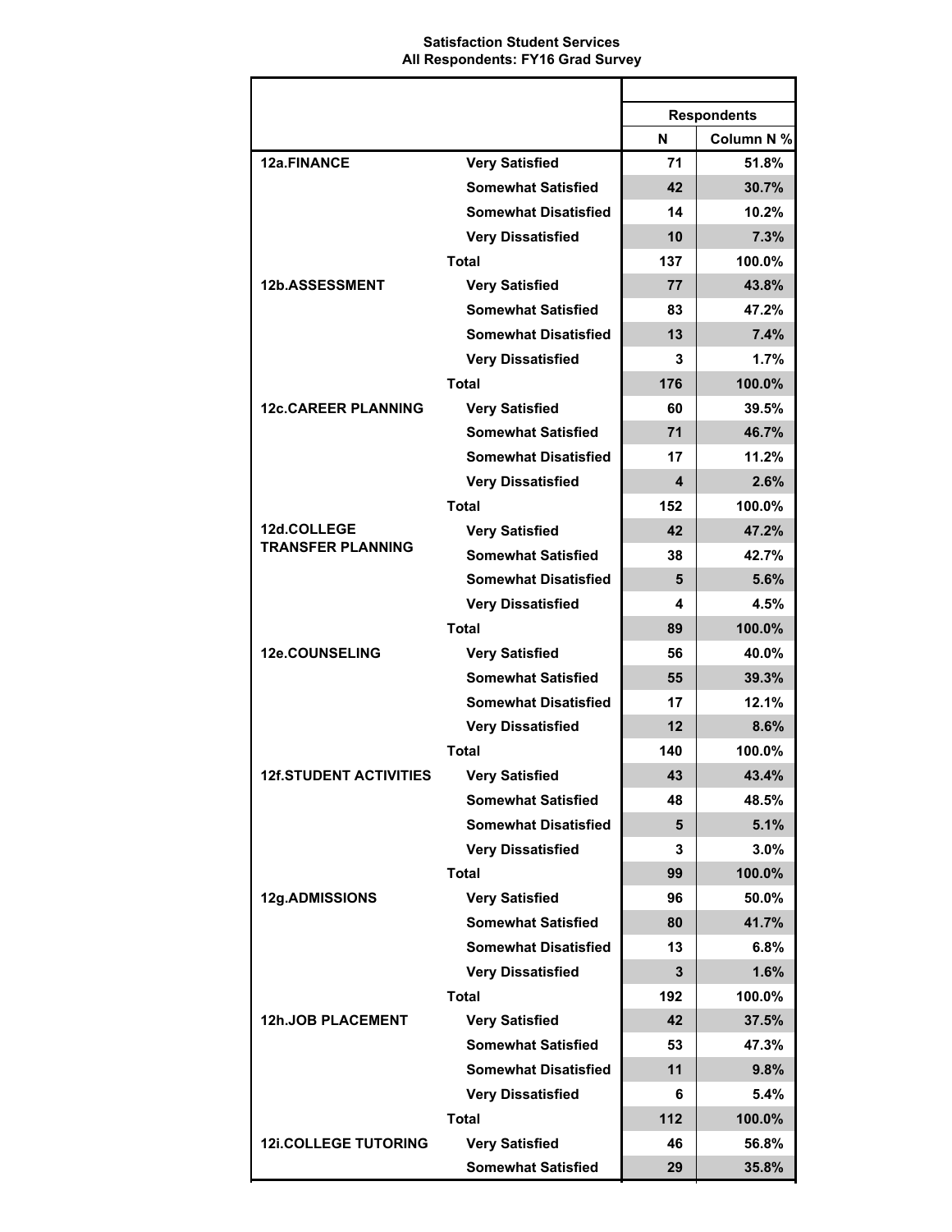**Satisfaction Student Services**
**All Respondents: FY16 Grad Survey**

| | | Respondents | |
|---|---|---|---|
| | | N | Column N % |
| 12a.FINANCE | Very Satisfied | 71 | 51.8% |
| | Somewhat Satisfied | 42 | 30.7% |
| | Somewhat Disatisfied | 14 | 10.2% |
| | Very Dissatisfied | 10 | 7.3% |
| | Total | 137 | 100.0% |
| 12b.ASSESSMENT | Very Satisfied | 77 | 43.8% |
| | Somewhat Satisfied | 83 | 47.2% |
| | Somewhat Disatisfied | 13 | 7.4% |
| | Very Dissatisfied | 3 | 1.7% |
| | Total | 176 | 100.0% |
| 12c.CAREER PLANNING | Very Satisfied | 60 | 39.5% |
| | Somewhat Satisfied | 71 | 46.7% |
| | Somewhat Disatisfied | 17 | 11.2% |
| | Very Dissatisfied | 4 | 2.6% |
| | Total | 152 | 100.0% |
| 12d.COLLEGE TRANSFER PLANNING | Very Satisfied | 42 | 47.2% |
| | Somewhat Satisfied | 38 | 42.7% |
| | Somewhat Disatisfied | 5 | 5.6% |
| | Very Dissatisfied | 4 | 4.5% |
| | Total | 89 | 100.0% |
| 12e.COUNSELING | Very Satisfied | 56 | 40.0% |
| | Somewhat Satisfied | 55 | 39.3% |
| | Somewhat Disatisfied | 17 | 12.1% |
| | Very Dissatisfied | 12 | 8.6% |
| | Total | 140 | 100.0% |
| 12f.STUDENT ACTIVITIES | Very Satisfied | 43 | 43.4% |
| | Somewhat Satisfied | 48 | 48.5% |
| | Somewhat Disatisfied | 5 | 5.1% |
| | Very Dissatisfied | 3 | 3.0% |
| | Total | 99 | 100.0% |
| 12g.ADMISSIONS | Very Satisfied | 96 | 50.0% |
| | Somewhat Satisfied | 80 | 41.7% |
| | Somewhat Disatisfied | 13 | 6.8% |
| | Very Dissatisfied | 3 | 1.6% |
| | Total | 192 | 100.0% |
| 12h.JOB PLACEMENT | Very Satisfied | 42 | 37.5% |
| | Somewhat Satisfied | 53 | 47.3% |
| | Somewhat Disatisfied | 11 | 9.8% |
| | Very Dissatisfied | 6 | 5.4% |
| | Total | 112 | 100.0% |
| 12i.COLLEGE TUTORING | Very Satisfied | 46 | 56.8% |
| | Somewhat Satisfied | 29 | 35.8% |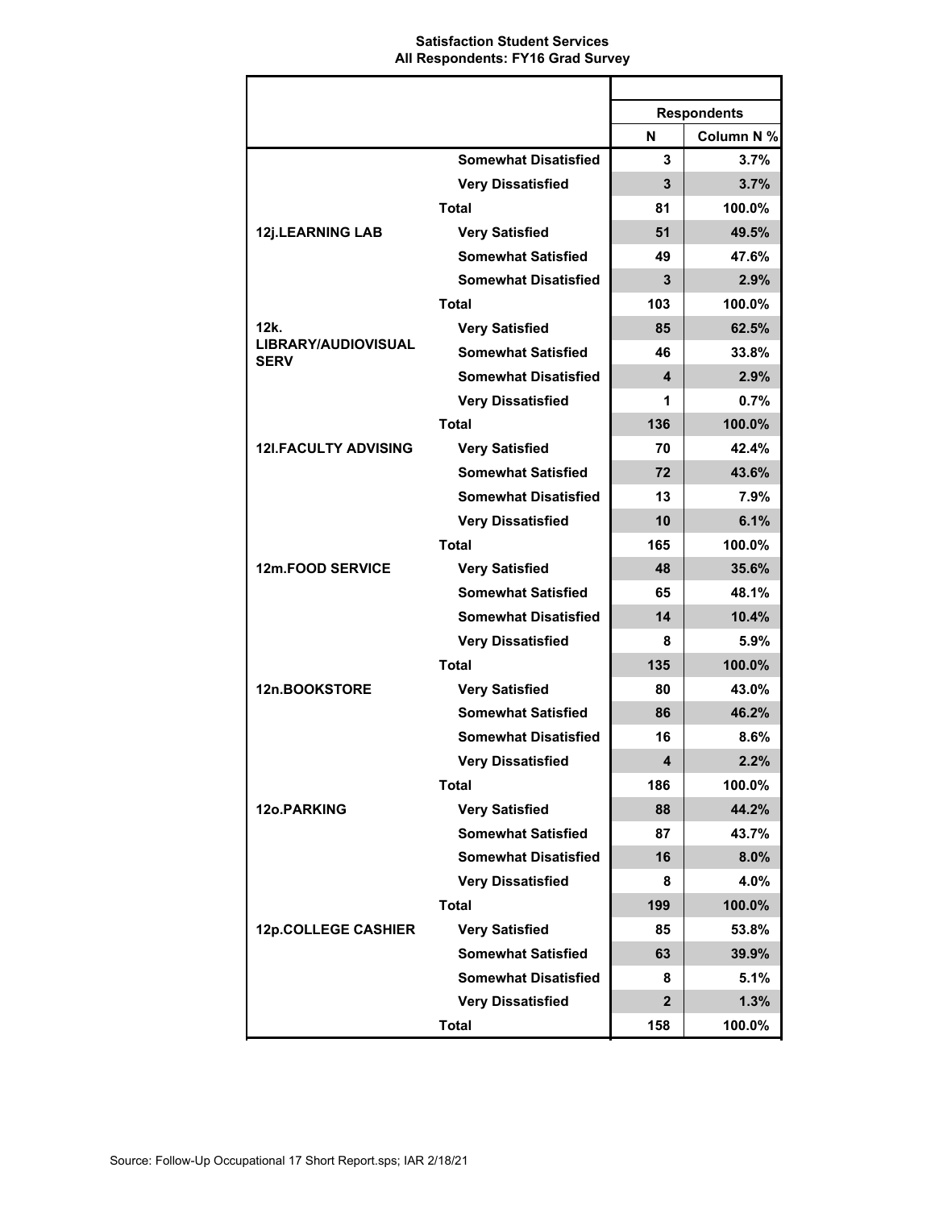**Satisfaction Student Services**
**All Respondents: FY16 Grad Survey**

| | | Respondents | |
|---|---|---|---|
| | | N | Column N % |
| | Somewhat Disatisfied | 3 | 3.7% |
| | Very Dissatisfied | 3 | 3.7% |
| | Total | 81 | 100.0% |
| 12j.LEARNING LAB | Very Satisfied | 51 | 49.5% |
| | Somewhat Satisfied | 49 | 47.6% |
| | Somewhat Disatisfied | 3 | 2.9% |
| | Total | 103 | 100.0% |
| 12k. LIBRARY/AUDIOVISUAL SERV | Very Satisfied | 85 | 62.5% |
| | Somewhat Satisfied | 46 | 33.8% |
| | Somewhat Disatisfied | 4 | 2.9% |
| | Very Dissatisfied | 1 | 0.7% |
| | Total | 136 | 100.0% |
| 12l.FACULTY ADVISING | Very Satisfied | 70 | 42.4% |
| | Somewhat Satisfied | 72 | 43.6% |
| | Somewhat Disatisfied | 13 | 7.9% |
| | Very Dissatisfied | 10 | 6.1% |
| | Total | 165 | 100.0% |
| 12m.FOOD SERVICE | Very Satisfied | 48 | 35.6% |
| | Somewhat Satisfied | 65 | 48.1% |
| | Somewhat Disatisfied | 14 | 10.4% |
| | Very Dissatisfied | 8 | 5.9% |
| | Total | 135 | 100.0% |
| 12n.BOOKSTORE | Very Satisfied | 80 | 43.0% |
| | Somewhat Satisfied | 86 | 46.2% |
| | Somewhat Disatisfied | 16 | 8.6% |
| | Very Dissatisfied | 4 | 2.2% |
| | Total | 186 | 100.0% |
| 12o.PARKING | Very Satisfied | 88 | 44.2% |
| | Somewhat Satisfied | 87 | 43.7% |
| | Somewhat Disatisfied | 16 | 8.0% |
| | Very Dissatisfied | 8 | 4.0% |
| | Total | 199 | 100.0% |
| 12p.COLLEGE CASHIER | Very Satisfied | 85 | 53.8% |
| | Somewhat Satisfied | 63 | 39.9% |
| | Somewhat Disatisfied | 8 | 5.1% |
| | Very Dissatisfied | 2 | 1.3% |
| | Total | 158 | 100.0% |

Source: Follow-Up Occupational 17 Short Report.sps; IAR 2/18/21